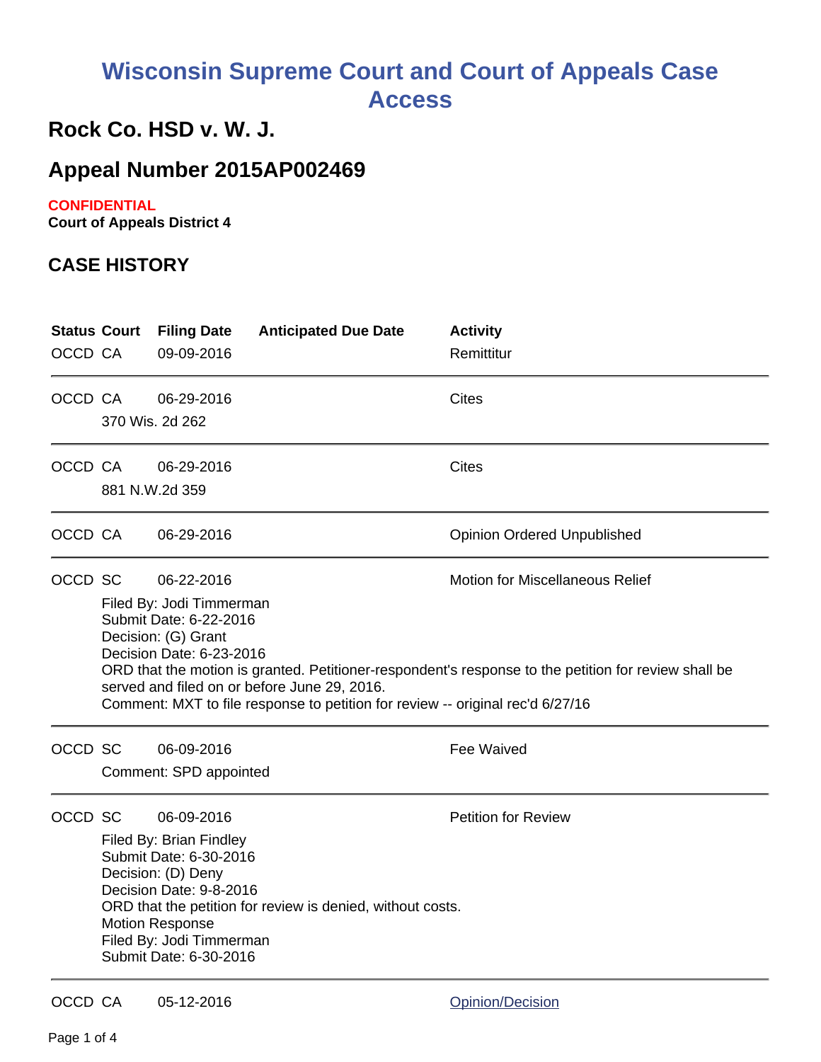# Wisconsin Supreme Court and Court of Appeals Case Access

## Rock Co. HSD v. W. J.

## Appeal Number 2015AP002469

**CONFIDENTIAL**
**Court of Appeals District 4**

### CASE HISTORY

| Status | Court | Filing Date | Anticipated Due Date | Activity |
|---|---|---|---|---|
| OCCD | CA | 09-09-2016 | | Remittitur |
| OCCD | CA | 06-29-2016 | | Cites |
| | 370 Wis. 2d 262 | | | |
| OCCD | CA | 06-29-2016 | | Cites |
| | 881 N.W.2d 359 | | | |
| OCCD | CA | 06-29-2016 | | Opinion Ordered Unpublished |
| OCCD | SC | 06-22-2016 | | Motion for Miscellaneous Relief |
| OCCD | SC | 06-09-2016 | | Fee Waived |
| OCCD | SC | 06-09-2016 | | Petition for Review |
| OCCD | CA | 05-12-2016 | | Opinion/Decision |

**Motion for Miscellaneous Relief (SC, 06-22-2016):**
Filed By: Jodi Timmerman
Submit Date: 6-22-2016
Decision: (G) Grant
Decision Date: 6-23-2016
ORD that the motion is granted. Petitioner-respondent's response to the petition for review shall be served and filed on or before June 29, 2016.
Comment: MXT to file response to petition for review -- original rec'd 6/27/16

**Fee Waived (SC, 06-09-2016):**
Comment: SPD appointed

**Petition for Review (SC, 06-09-2016):**
Filed By: Brian Findley
Submit Date: 6-30-2016
Decision: (D) Deny
Decision Date: 9-8-2016
ORD that the petition for review is denied, without costs.
Motion Response
Filed By: Jodi Timmerman
Submit Date: 6-30-2016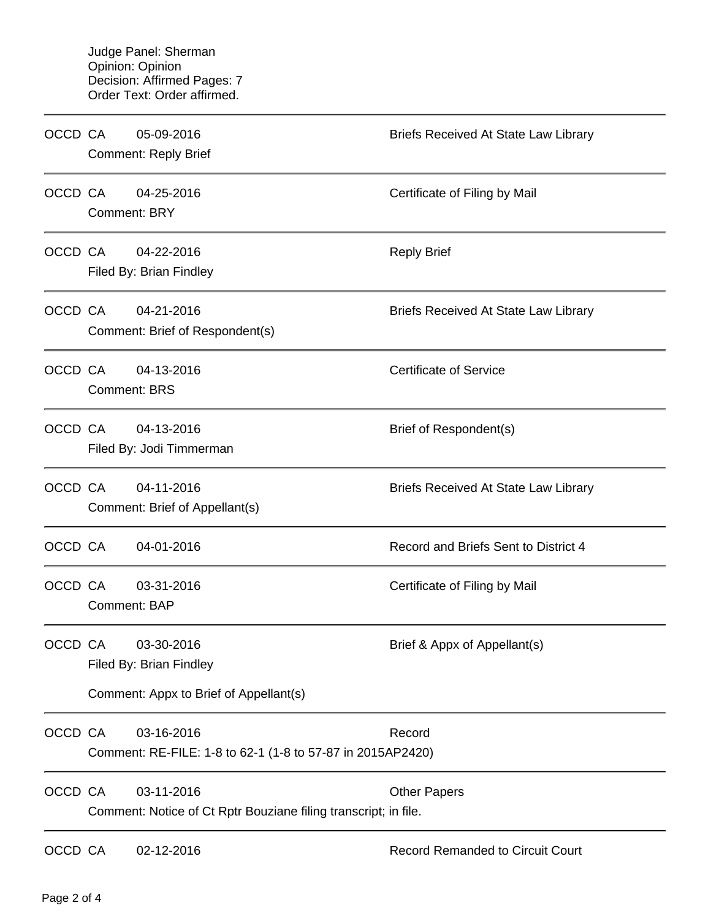Judge Panel: Sherman
Opinion: Opinion
Decision: Affirmed Pages: 7
Order Text: Order affirmed.

---

OCCD CA 05-09-2016 Briefs Received At State Law Library
Comment: Reply Brief

---

OCCD CA 04-25-2016 Certificate of Filing by Mail
Comment: BRY

---

OCCD CA 04-22-2016 Reply Brief
Filed By: Brian Findley

---

OCCD CA 04-21-2016 Briefs Received At State Law Library
Comment: Brief of Respondent(s)

---

OCCD CA 04-13-2016 Certificate of Service
Comment: BRS

---

OCCD CA 04-13-2016 Brief of Respondent(s)
Filed By: Jodi Timmerman

---

OCCD CA 04-11-2016 Briefs Received At State Law Library
Comment: Brief of Appellant(s)

---

OCCD CA 04-01-2016 Record and Briefs Sent to District 4

---

OCCD CA 03-31-2016 Certificate of Filing by Mail
Comment: BAP

---

OCCD CA 03-30-2016 Brief & Appx of Appellant(s)
Filed By: Brian Findley

Comment: Appx to Brief of Appellant(s)

---

OCCD CA 03-16-2016 Record
Comment: RE-FILE: 1-8 to 62-1 (1-8 to 57-87 in 2015AP2420)

---

OCCD CA 03-11-2016 Other Papers
Comment: Notice of Ct Rptr Bouziane filing transcript; in file.

---

OCCD CA 02-12-2016 Record Remanded to Circuit Court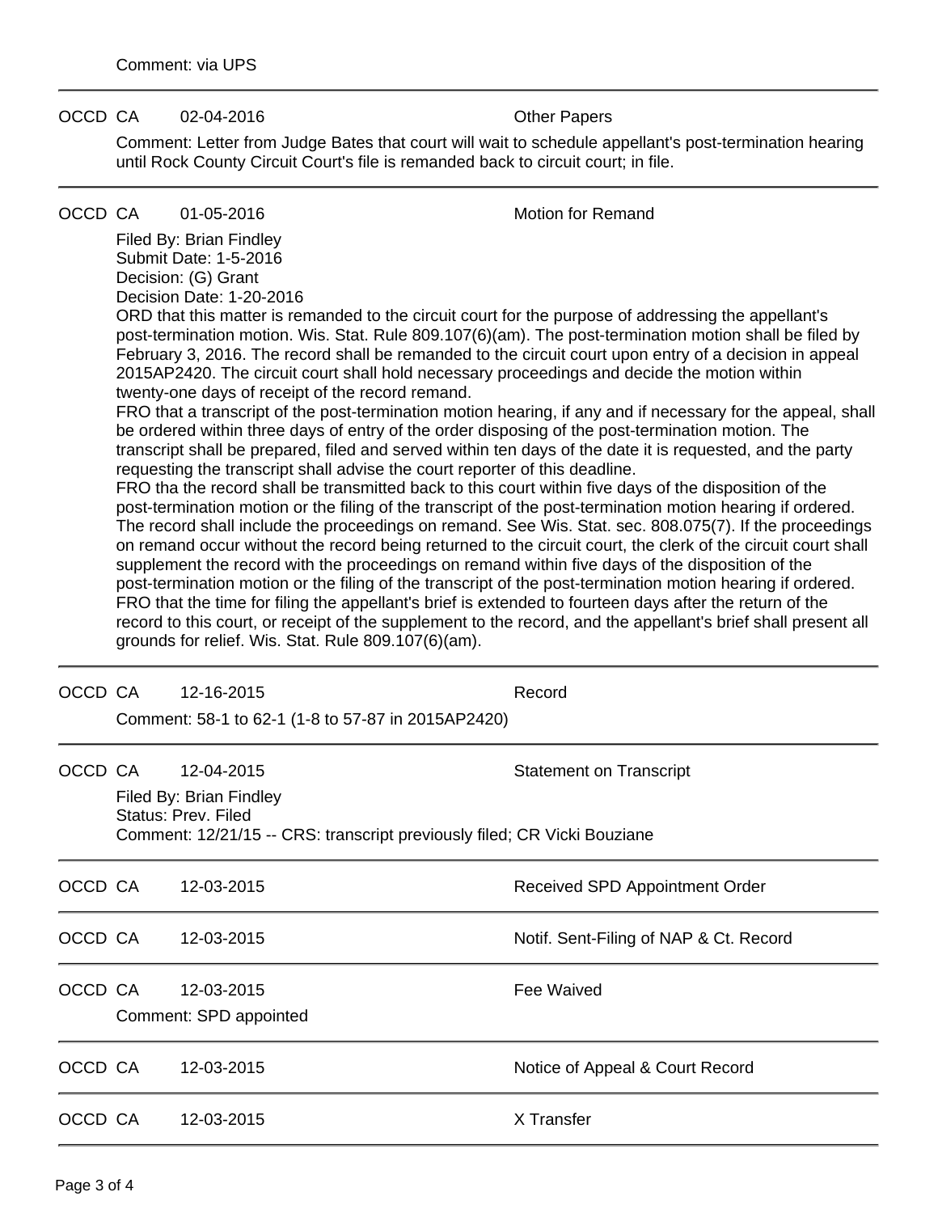Comment: via UPS

---

OCCD CA 02-04-2016 Other Papers

Comment: Letter from Judge Bates that court will wait to schedule appellant's post-termination hearing until Rock County Circuit Court's file is remanded back to circuit court; in file.

---

OCCD CA 01-05-2016 Motion for Remand

Filed By: Brian Findley
Submit Date: 1-5-2016
Decision: (G) Grant
Decision Date: 1-20-2016

ORD that this matter is remanded to the circuit court for the purpose of addressing the appellant's post-termination motion. Wis. Stat. Rule 809.107(6)(am). The post-termination motion shall be filed by February 3, 2016. The record shall be remanded to the circuit court upon entry of a decision in appeal 2015AP2420. The circuit court shall hold necessary proceedings and decide the motion within twenty-one days of receipt of the record remand.

FRO that a transcript of the post-termination motion hearing, if any and if necessary for the appeal, shall be ordered within three days of entry of the order disposing of the post-termination motion. The transcript shall be prepared, filed and served within ten days of the date it is requested, and the party requesting the transcript shall advise the court reporter of this deadline.

FRO tha the record shall be transmitted back to this court within five days of the disposition of the post-termination motion or the filing of the transcript of the post-termination motion hearing if ordered. The record shall include the proceedings on remand. See Wis. Stat. sec. 808.075(7). If the proceedings on remand occur without the record being returned to the circuit court, the clerk of the circuit court shall supplement the record with the proceedings on remand within five days of the disposition of the post-termination motion or the filing of the transcript of the post-termination motion hearing if ordered.

FRO that the time for filing the appellant's brief is extended to fourteen days after the return of the record to this court, or receipt of the supplement to the record, and the appellant's brief shall present all grounds for relief. Wis. Stat. Rule 809.107(6)(am).

---

OCCD CA 12-16-2015 Record

Comment: 58-1 to 62-1 (1-8 to 57-87 in 2015AP2420)

---

OCCD CA 12-04-2015 Statement on Transcript

Filed By: Brian Findley
Status: Prev. Filed
Comment: 12/21/15 -- CRS: transcript previously filed; CR Vicki Bouziane

---

OCCD CA 12-03-2015 Received SPD Appointment Order

---

OCCD CA 12-03-2015 Notif. Sent-Filing of NAP & Ct. Record

---

OCCD CA 12-03-2015 Fee Waived

Comment: SPD appointed

---

OCCD CA 12-03-2015 Notice of Appeal & Court Record

---

OCCD CA 12-03-2015 X Transfer

---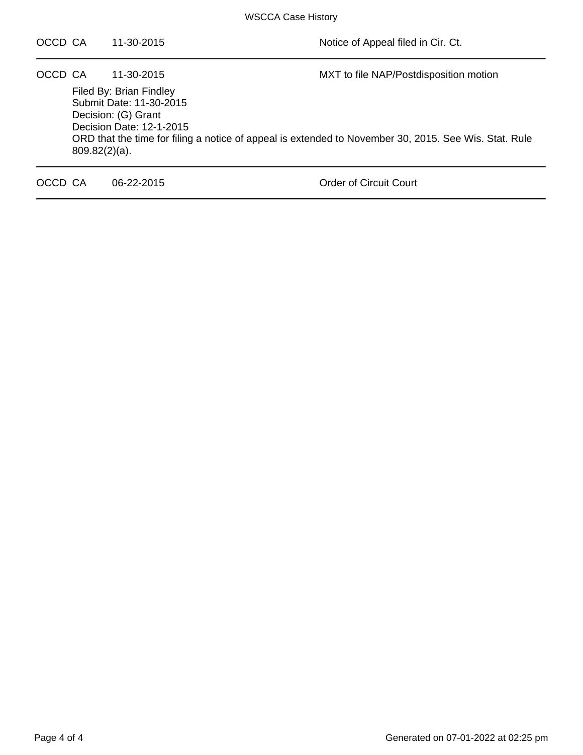| | | | |
|---|---|---|---|
| OCCD | CA | 11-30-2015 | Notice of Appeal filed in Cir. Ct. |
| OCCD | CA | 11-30-2015 | MXT to file NAP/Postdisposition motion |

Filed By: Brian Findley
Submit Date: 11-30-2015
Decision: (G) Grant
Decision Date: 12-1-2015
ORD that the time for filing a notice of appeal is extended to November 30, 2015. See Wis. Stat. Rule 809.82(2)(a).

| | | | |
|---|---|---|---|
| OCCD | CA | 06-22-2015 | Order of Circuit Court |